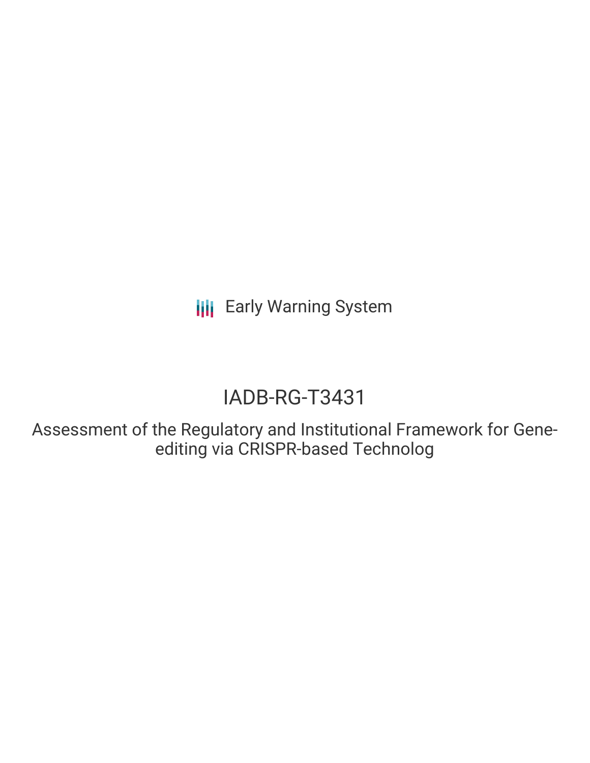Early Warning System

# IADB-RG-T3431

## Assessment of the Regulatory and Institutional Framework for Gene-editing via CRISPR-based Technolog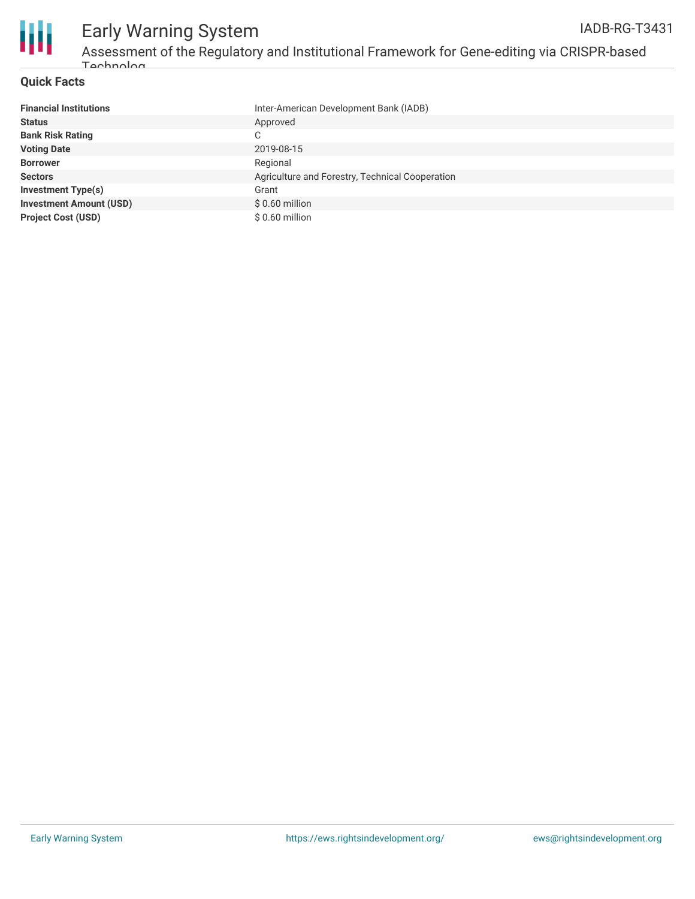## Quick Facts

| | |
|---|---|
| **Financial Institutions** | Inter-American Development Bank (IADB) |
| **Status** | Approved |
| **Bank Risk Rating** | C |
| **Voting Date** | 2019-08-15 |
| **Borrower** | Regional |
| **Sectors** | Agriculture and Forestry, Technical Cooperation |
| **Investment Type(s)** | Grant |
| **Investment Amount (USD)** | $ 0.60 million |
| **Project Cost (USD)** | $ 0.60 million |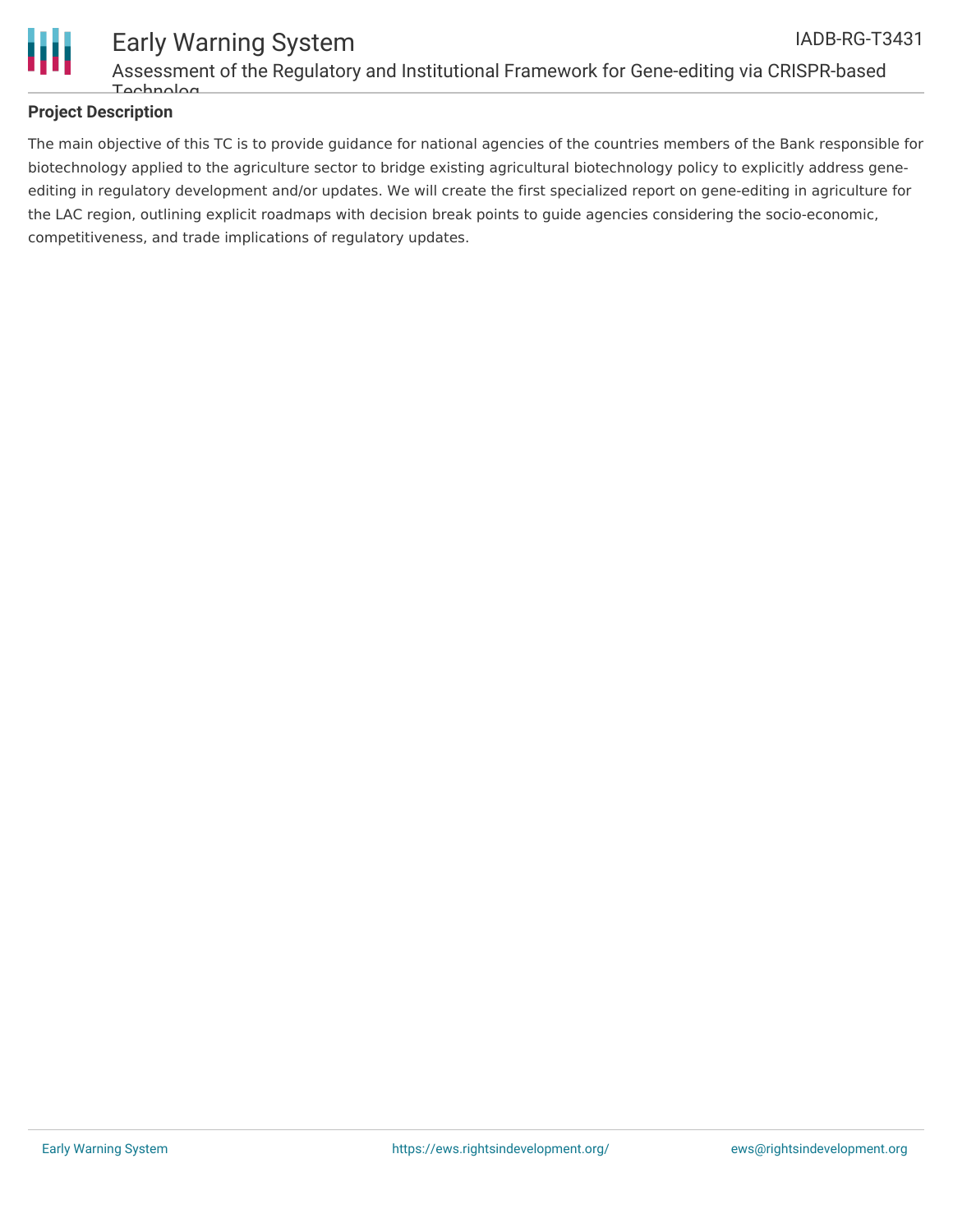## Project Description

The main objective of this TC is to provide guidance for national agencies of the countries members of the Bank responsible for biotechnology applied to the agriculture sector to bridge existing agricultural biotechnology policy to explicitly address gene-editing in regulatory development and/or updates. We will create the first specialized report on gene-editing in agriculture for the LAC region, outlining explicit roadmaps with decision break points to guide agencies considering the socio-economic, competitiveness, and trade implications of regulatory updates.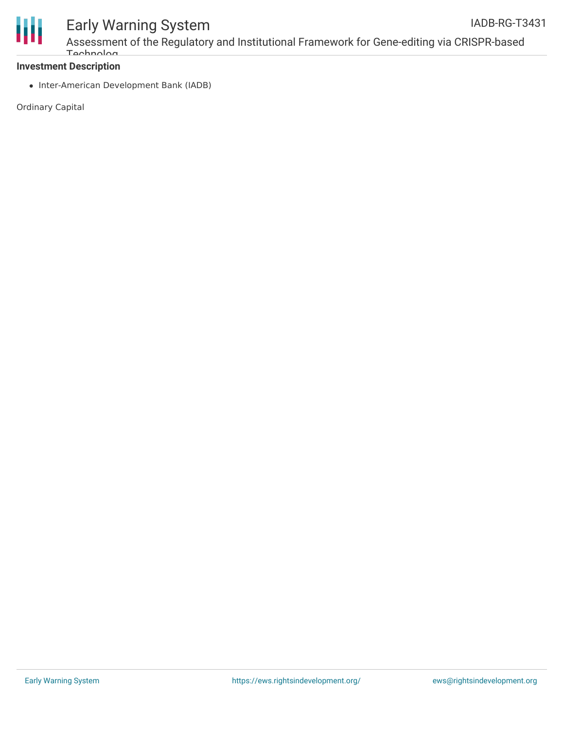**Investment Description**

- Inter-American Development Bank (IADB)

Ordinary Capital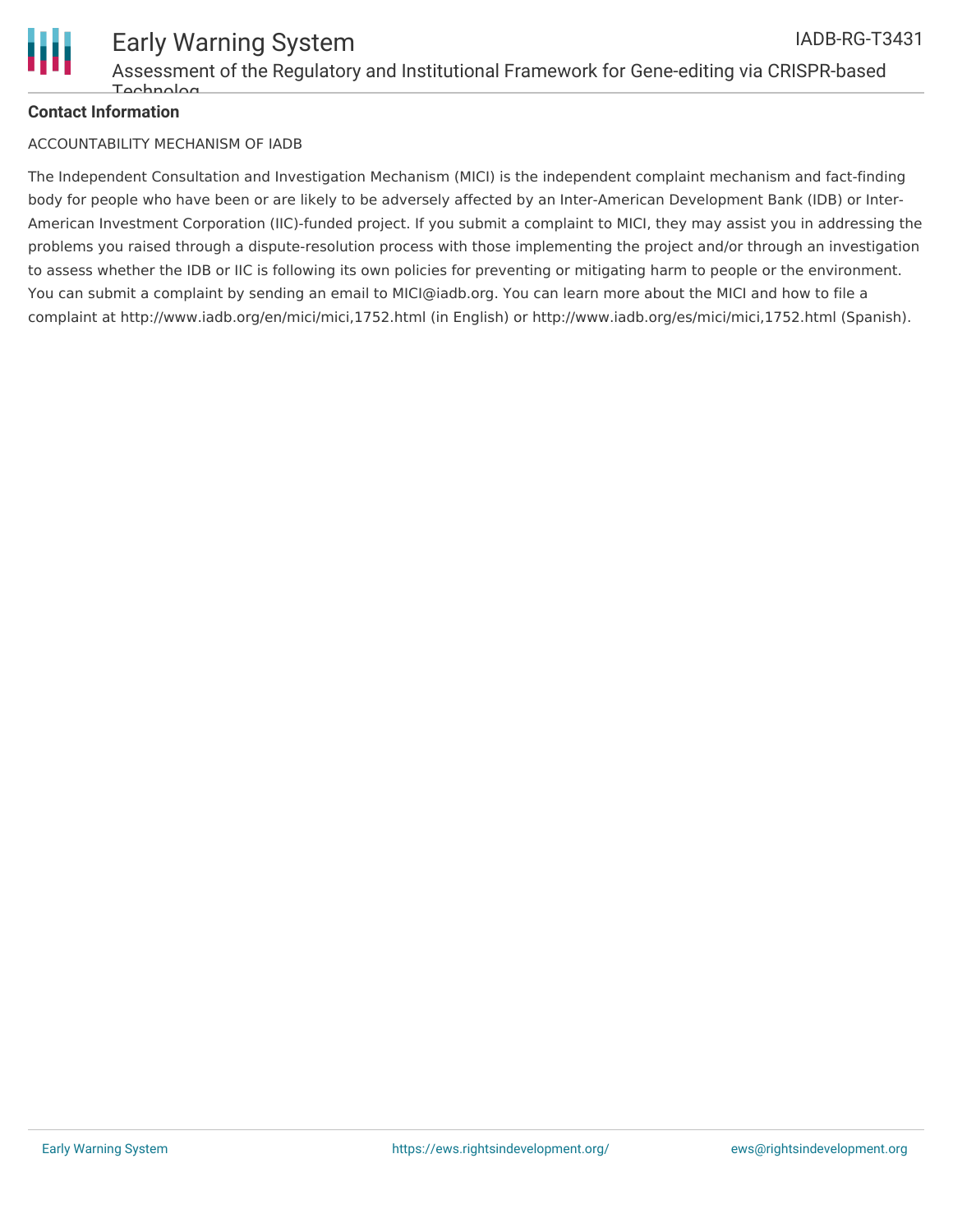**Contact Information**

ACCOUNTABILITY MECHANISM OF IADB

The Independent Consultation and Investigation Mechanism (MICI) is the independent complaint mechanism and fact-finding body for people who have been or are likely to be adversely affected by an Inter-American Development Bank (IDB) or Inter-American Investment Corporation (IIC)-funded project. If you submit a complaint to MICI, they may assist you in addressing the problems you raised through a dispute-resolution process with those implementing the project and/or through an investigation to assess whether the IDB or IIC is following its own policies for preventing or mitigating harm to people or the environment. You can submit a complaint by sending an email to MICI@iadb.org. You can learn more about the MICI and how to file a complaint at http://www.iadb.org/en/mici/mici,1752.html (in English) or http://www.iadb.org/es/mici/mici,1752.html (Spanish).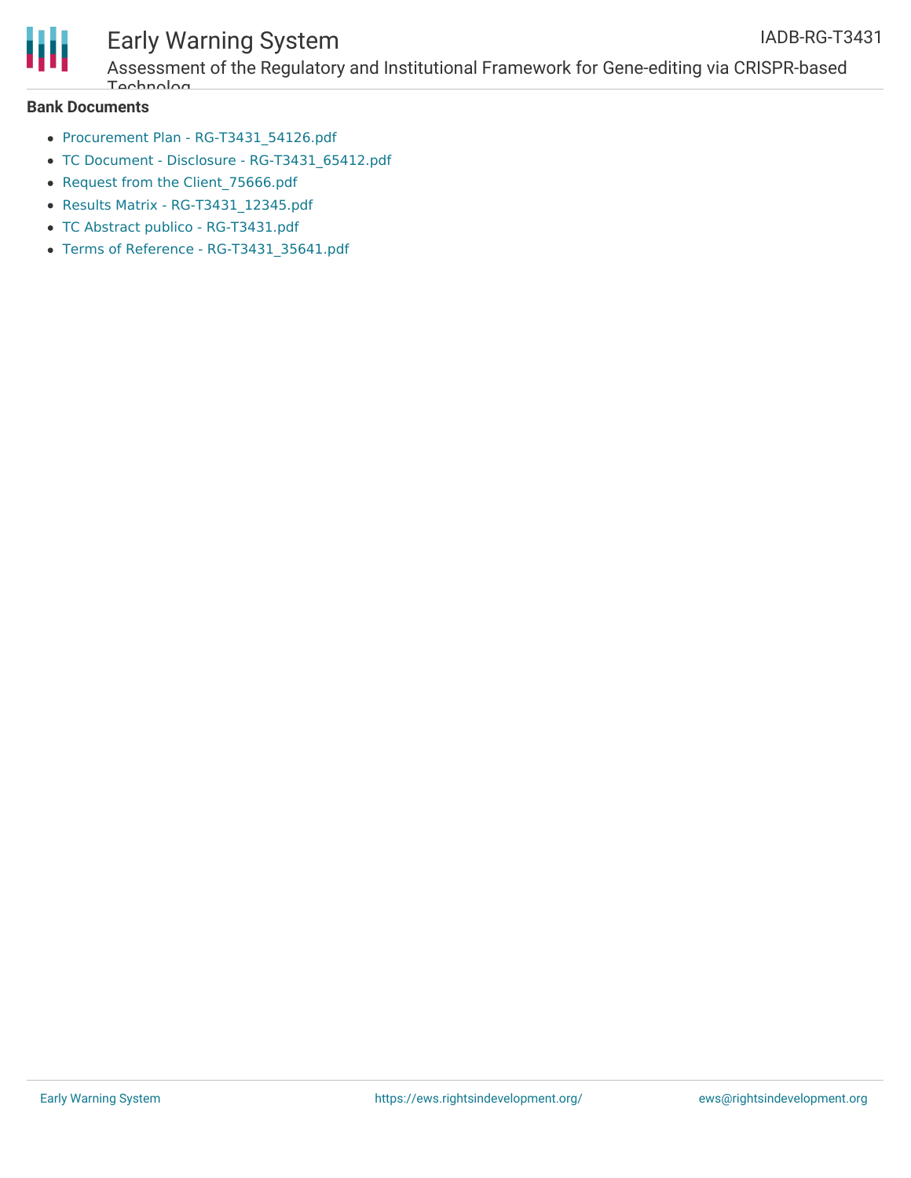**Bank Documents**

- Procurement Plan - RG-T3431_54126.pdf
- TC Document - Disclosure - RG-T3431_65412.pdf
- Request from the Client_75666.pdf
- Results Matrix - RG-T3431_12345.pdf
- TC Abstract publico - RG-T3431.pdf
- Terms of Reference - RG-T3431_35641.pdf